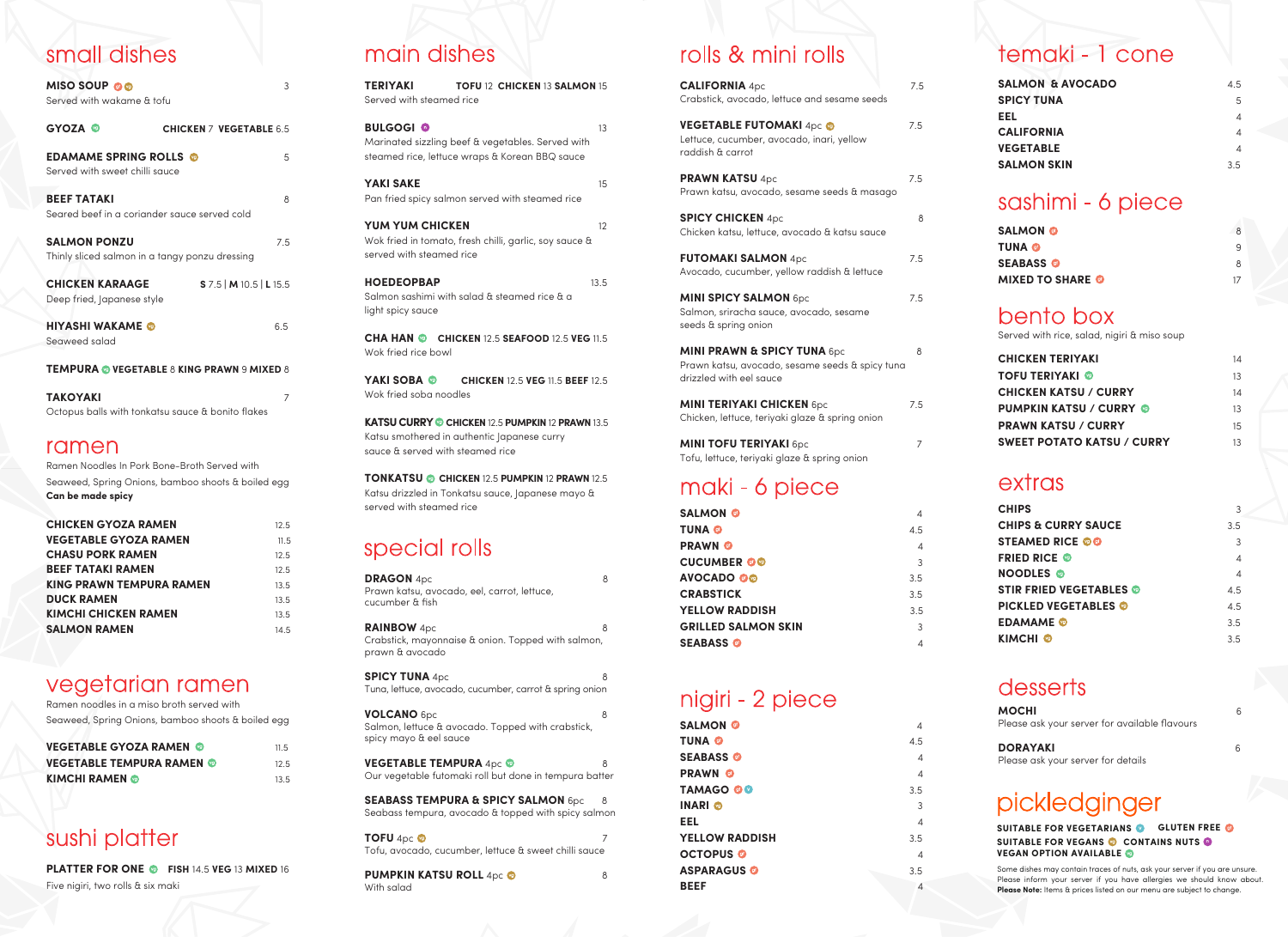## small dishes

**MISO SOUP** — 3
Served with wakame & tofu

**GYOZA** — CHICKEN 7 VEGETABLE 6.5

**EDAMAME SPRING ROLLS** — 5
Served with sweet chilli sauce

**BEEF TATAKI** — 8
Seared beef in a coriander sauce served cold

**SALMON PONZU** — 7.5
Thinly sliced salmon in a tangy ponzu dressing

**CHICKEN KARAAGE** — S 7.5 | M 10.5 | L 15.5
Deep fried, Japanese style

**HIYASHI WAKAME** — 6.5
Seaweed salad

**TEMPURA** — VEGETABLE 8 KING PRAWN 9 MIXED 8

**TAKOYAKI** — 7
Octopus balls with tonkatsu sauce & bonito flakes

## ramen

Ramen Noodles In Pork Bone-Broth Served with Seaweed, Spring Onions, bamboo shoots & boiled egg
**Can be made spicy**

| | |
|---|---|
| **CHICKEN GYOZA RAMEN** | 12.5 |
| **VEGETABLE GYOZA RAMEN** | 11.5 |
| **CHASU PORK RAMEN** | 12.5 |
| **BEEF TATAKI RAMEN** | 12.5 |
| **KING PRAWN TEMPURA RAMEN** | 13.5 |
| **DUCK RAMEN** | 13.5 |
| **KIMCHI CHICKEN RAMEN** | 13.5 |
| **SALMON RAMEN** | 14.5 |

## vegetarian ramen

Ramen noodles in a miso broth served with Seaweed, Spring Onions, bamboo shoots & boiled egg

| | |
|---|---|
| **VEGETABLE GYOZA RAMEN** | 11.5 |
| **VEGETABLE TEMPURA RAMEN** | 12.5 |
| **KIMCHI RAMEN** | 13.5 |

## sushi platter

**PLATTER FOR ONE** — FISH 14.5 VEG 13 MIXED 16
Five nigiri, two rolls & six maki

## main dishes

**TERIYAKI** — TOFU 12 CHICKEN 13 SALMON 15
Served with steamed rice

**BULGOGI** — 13
Marinated sizzling beef & vegetables. Served with steamed rice, lettuce wraps & Korean BBQ sauce

**YAKI SAKE** — 15
Pan fried spicy salmon served with steamed rice

**YUM YUM CHICKEN** — 12
Wok fried in tomato, fresh chilli, garlic, soy sauce & served with steamed rice

**HOEDEOPBAP** — 13.5
Salmon sashimi with salad & steamed rice & a light spicy sauce

**CHA HAN** — CHICKEN 12.5 SEAFOOD 12.5 VEG 11.5
Wok fried rice bowl

**YAKI SOBA** — CHICKEN 12.5 VEG 11.5 BEEF 12.5
Wok fried soba noodles

**KATSU CURRY** — CHICKEN 12.5 PUMPKIN 12 PRAWN 13.5
Katsu smothered in authentic Japanese curry sauce & served with steamed rice

**TONKATSU** — CHICKEN 12.5 PUMPKIN 12 PRAWN 12.5
Katsu drizzled in Tonkatsu sauce, Japanese mayo & served with steamed rice

## special rolls

**DRAGON** 4pc — 8
Prawn katsu, avocado, eel, carrot, lettuce, cucumber & fish

**RAINBOW** 4pc — 8
Crabstick, mayonnaise & onion. Topped with salmon, prawn & avocado

**SPICY TUNA** 4pc — 8
Tuna, lettuce, avocado, cucumber, carrot & spring onion

**VOLCANO** 6pc — 8
Salmon, lettuce & avocado. Topped with crabstick, spicy mayo & eel sauce

**VEGETABLE TEMPURA** 4pc — 8
Our vegetable futomaki roll but done in tempura batter

**SEABASS TEMPURA & SPICY SALMON** 6pc — 8
Seabass tempura, avocado & topped with spicy salmon

**TOFU** 4pc — 7
Tofu, avocado, cucumber, lettuce & sweet chilli sauce

**PUMPKIN KATSU ROLL** 4pc — 8
With salad

## rolls & mini rolls

**CALIFORNIA** 4pc — 7.5
Crabstick, avocado, lettuce and sesame seeds

**VEGETABLE FUTOMAKI** 4pc — 7.5
Lettuce, cucumber, avocado, inari, yellow raddish & carrot

**PRAWN KATSU** 4pc — 7.5
Prawn katsu, avocado, sesame seeds & masago

**SPICY CHICKEN** 4pc — 8
Chicken katsu, lettuce, avocado & katsu sauce

**FUTOMAKI SALMON** 4pc — 7.5
Avocado, cucumber, yellow raddish & lettuce

**MINI SPICY SALMON** 6pc — 7.5
Salmon, sriracha sauce, avocado, sesame seeds & spring onion

**MINI PRAWN & SPICY TUNA** 6pc — 8
Prawn katsu, avocado, sesame seeds & spicy tuna drizzled with eel sauce

**MINI TERIYAKI CHICKEN** 6pc — 7.5
Chicken, lettuce, teriyaki glaze & spring onion

**MINI TOFU TERIYAKI** 6pc — 7
Tofu, lettuce, teriyaki glaze & spring onion

## maki - 6 piece

| | |
|---|---|
| **SALMON** | 4 |
| **TUNA** | 4.5 |
| **PRAWN** | 4 |
| **CUCUMBER** | 3 |
| **AVOCADO** | 3.5 |
| **CRABSTICK** | 3.5 |
| **YELLOW RADDISH** | 3.5 |
| **GRILLED SALMON SKIN** | 3 |
| **SEABASS** | 4 |

## nigiri - 2 piece

| | |
|---|---|
| **SALMON** | 4 |
| **TUNA** | 4.5 |
| **SEABASS** | 4 |
| **PRAWN** | 4 |
| **TAMAGO** | 3.5 |
| **INARI** | 3 |
| **EEL** | 4 |
| **YELLOW RADDISH** | 3.5 |
| **OCTOPUS** | 4 |
| **ASPARAGUS** | 3.5 |
| **BEEF** | 4 |

## temaki - 1 cone

| | |
|---|---|
| **SALMON & AVOCADO** | 4.5 |
| **SPICY TUNA** | 5 |
| **EEL** | 4 |
| **CALIFORNIA** | 4 |
| **VEGETABLE** | 4 |
| **SALMON SKIN** | 3.5 |

## sashimi - 6 piece

| | |
|---|---|
| **SALMON** | 8 |
| **TUNA** | 9 |
| **SEABASS** | 8 |
| **MIXED TO SHARE** | 17 |

## bento box

Served with rice, salad, nigiri & miso soup

| | |
|---|---|
| **CHICKEN TERIYAKI** | 14 |
| **TOFU TERIYAKI** | 13 |
| **CHICKEN KATSU / CURRY** | 14 |
| **PUMPKIN KATSU / CURRY** | 13 |
| **PRAWN KATSU / CURRY** | 15 |
| **SWEET POTATO KATSU / CURRY** | 13 |

## extras

| | |
|---|---|
| **CHIPS** | 3 |
| **CHIPS & CURRY SAUCE** | 3.5 |
| **STEAMED RICE** | 3 |
| **FRIED RICE** | 4 |
| **NOODLES** | 4 |
| **STIR FRIED VEGETABLES** | 4.5 |
| **PICKLED VEGETABLES** | 4.5 |
| **EDAMAME** | 3.5 |
| **KIMCHI** | 3.5 |

## desserts

**MOCHI** — 6
Please ask your server for available flavours

**DORAYAKI** — 6
Please ask your server for details

## pickledginger

SUITABLE FOR VEGETARIANS · GLUTEN FREE · SUITABLE FOR VEGANS · CONTAINS NUTS · VEGAN OPTION AVAILABLE

Some dishes may contain traces of nuts, ask your server if you are unsure. Please inform your server if you have allergies we should know about. **Please Note:** Items & prices listed on our menu are subject to change.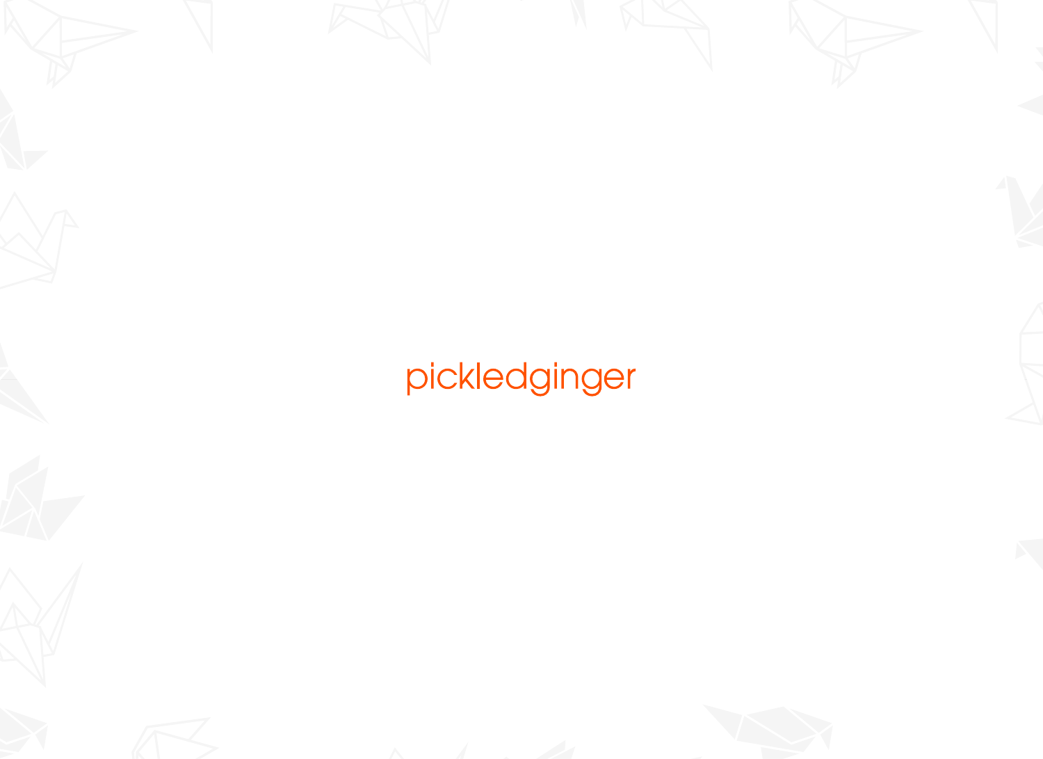pickledginger